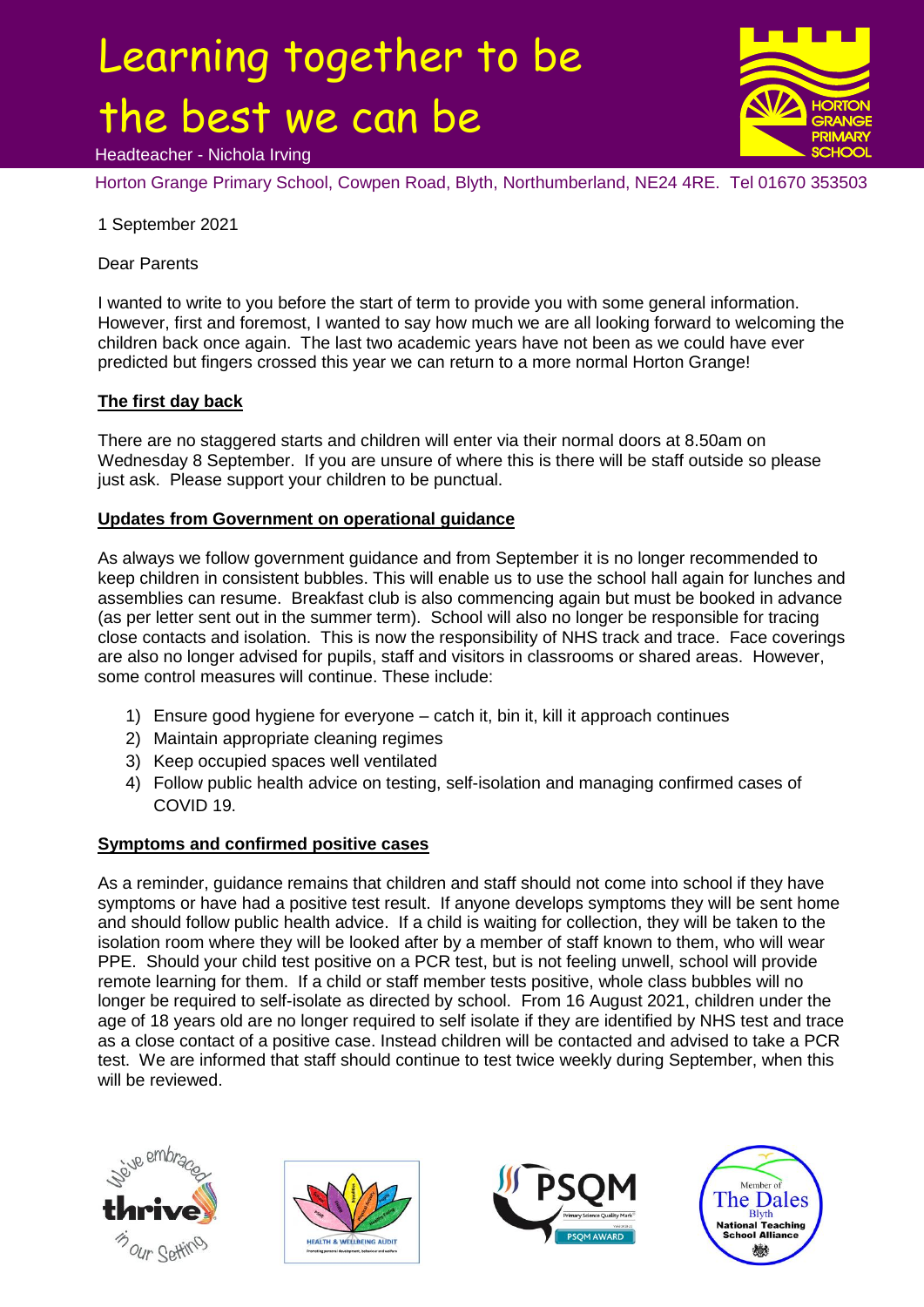# Learning together to be the best we can be

Headteacher - Nichola Irving

Horton Grange Primary School, Cowpen Road, Blyth, Northumberland, NE24 4RE. Tel 01670 353503

1 September 2021

Dear Parents

I wanted to write to you before the start of term to provide you with some general information. However, first and foremost, I wanted to say how much we are all looking forward to welcoming the children back once again. The last two academic years have not been as we could have ever predicted but fingers crossed this year we can return to a more normal Horton Grange!

**The first day back**

There are no staggered starts and children will enter via their normal doors at 8.50am on Wednesday 8 September. If you are unsure of where this is there will be staff outside so please just ask. Please support your children to be punctual.

**Updates from Government on operational guidance**

As always we follow government guidance and from September it is no longer recommended to keep children in consistent bubbles. This will enable us to use the school hall again for lunches and assemblies can resume. Breakfast club is also commencing again but must be booked in advance (as per letter sent out in the summer term). School will also no longer be responsible for tracing close contacts and isolation. This is now the responsibility of NHS track and trace. Face coverings are also no longer advised for pupils, staff and visitors in classrooms or shared areas. However, some control measures will continue. These include:

1) Ensure good hygiene for everyone – catch it, bin it, kill it approach continues
2) Maintain appropriate cleaning regimes
3) Keep occupied spaces well ventilated
4) Follow public health advice on testing, self-isolation and managing confirmed cases of COVID 19.

**Symptoms and confirmed positive cases**

As a reminder, guidance remains that children and staff should not come into school if they have symptoms or have had a positive test result. If anyone develops symptoms they will be sent home and should follow public health advice. If a child is waiting for collection, they will be taken to the isolation room where they will be looked after by a member of staff known to them, who will wear PPE. Should your child test positive on a PCR test, but is not feeling unwell, school will provide remote learning for them. If a child or staff member tests positive, whole class bubbles will no longer be required to self-isolate as directed by school. From 16 August 2021, children under the age of 18 years old are no longer required to self isolate if they are identified by NHS test and trace as a close contact of a positive case. Instead children will be contacted and advised to take a PCR test. We are informed that staff should continue to test twice weekly during September, when this will be reviewed.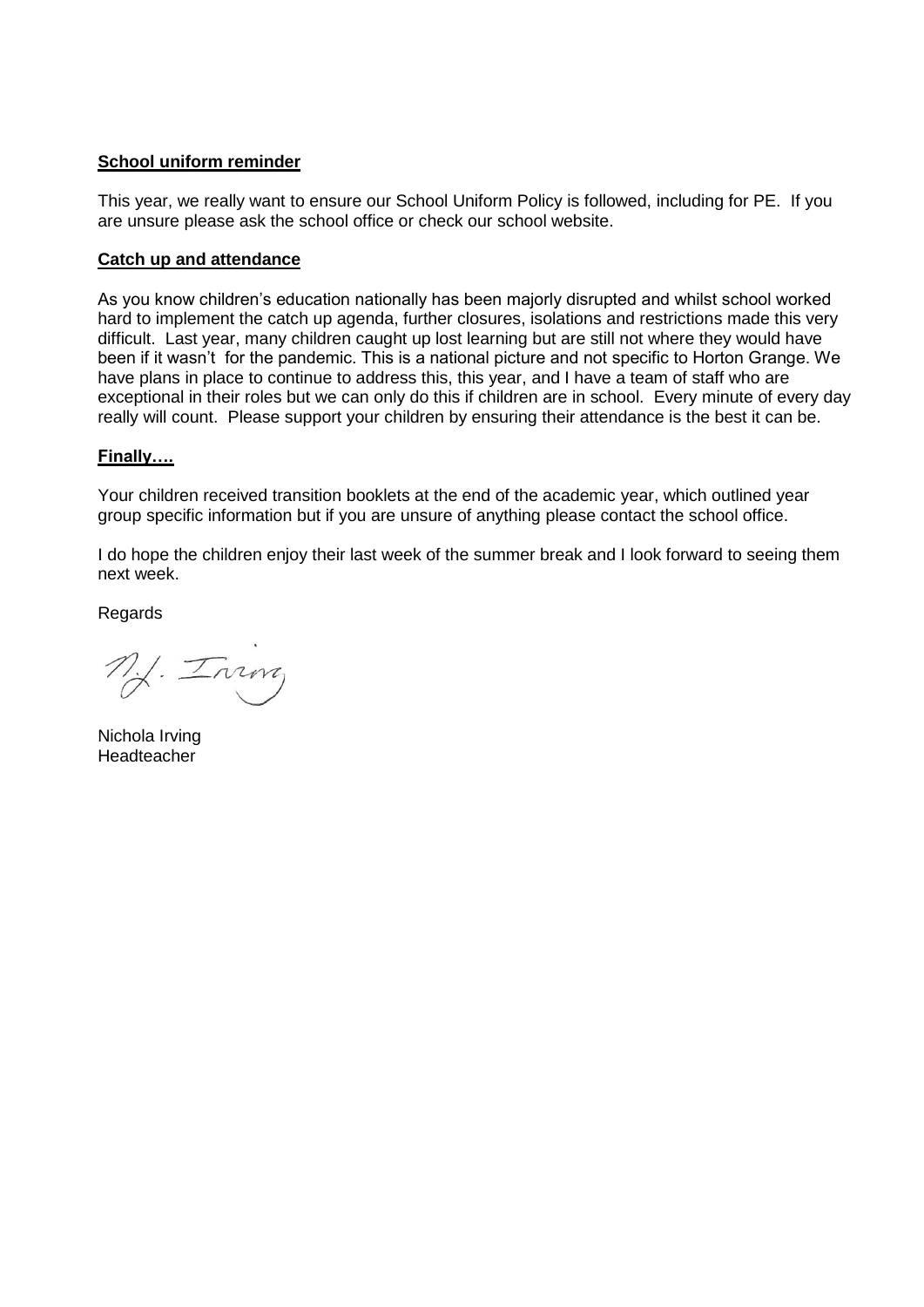**School uniform reminder**

This year, we really want to ensure our School Uniform Policy is followed, including for PE. If you are unsure please ask the school office or check our school website.

**Catch up and attendance**

As you know children's education nationally has been majorly disrupted and whilst school worked hard to implement the catch up agenda, further closures, isolations and restrictions made this very difficult. Last year, many children caught up lost learning but are still not where they would have been if it wasn't for the pandemic. This is a national picture and not specific to Horton Grange. We have plans in place to continue to address this, this year, and I have a team of staff who are exceptional in their roles but we can only do this if children are in school. Every minute of every day really will count. Please support your children by ensuring their attendance is the best it can be.

**Finally….**

Your children received transition booklets at the end of the academic year, which outlined year group specific information but if you are unsure of anything please contact the school office.

I do hope the children enjoy their last week of the summer break and I look forward to seeing them next week.

Regards

N.J. Irving

Nichola Irving
Headteacher